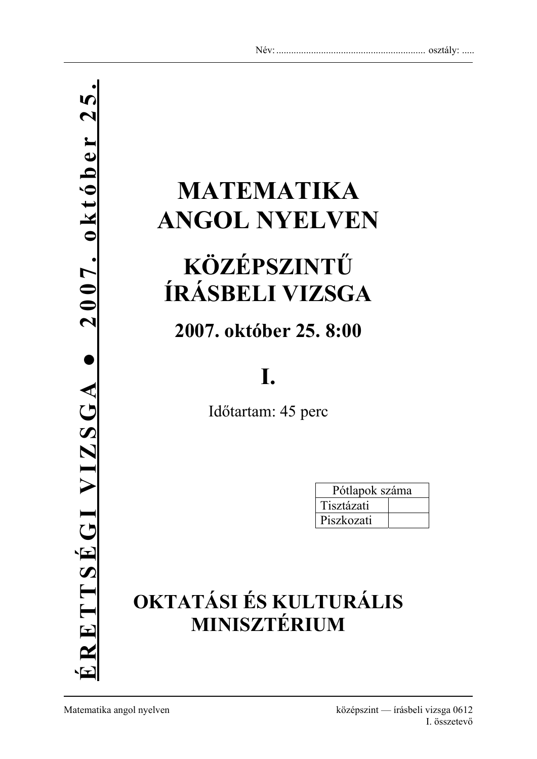Név: ........................................................... osztály: .....

ÉRETTSÉGI VIZSGA ● 2007. október 25.

# MATEMATIKA ANGOL NYELVEN

# KÖZÉPSZINTŰ ÍRÁSBELI VIZSGA

## 2007. október 25. 8:00

# I.

Időtartam: 45 perc

| Pótlapok száma | |
|---|---|
| Tisztázati | |
| Piszkozati | |

## OKTATÁSI ÉS KULTURÁLIS MINISZTÉRIUM

Matematika angol nyelven — középszint — írásbeli vizsga 0612, I. összetevő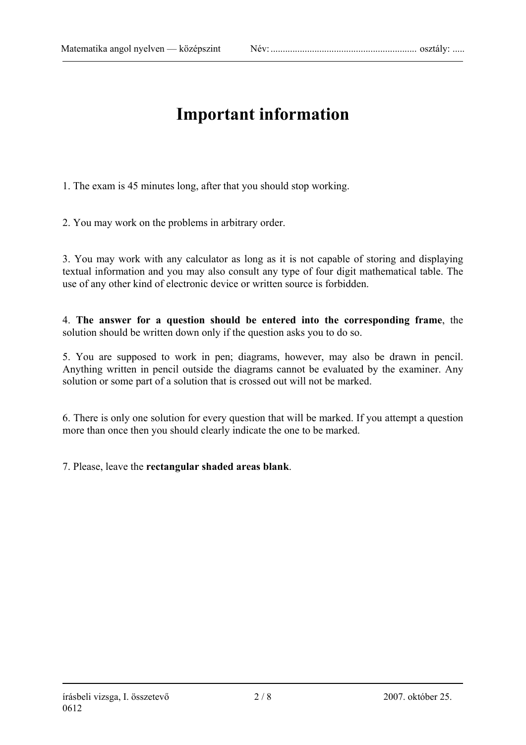# Important information

1. The exam is 45 minutes long, after that you should stop working.

2. You may work on the problems in arbitrary order.

3. You may work with any calculator as long as it is not capable of storing and displaying textual information and you may also consult any type of four digit mathematical table. The use of any other kind of electronic device or written source is forbidden.

4. **The answer for a question should be entered into the corresponding frame**, the solution should be written down only if the question asks you to do so.

5. You are supposed to work in pen; diagrams, however, may also be drawn in pencil. Anything written in pencil outside the diagrams cannot be evaluated by the examiner. Any solution or some part of a solution that is crossed out will not be marked.

6. There is only one solution for every question that will be marked. If you attempt a question more than once then you should clearly indicate the one to be marked.

7. Please, leave the **rectangular shaded areas blank**.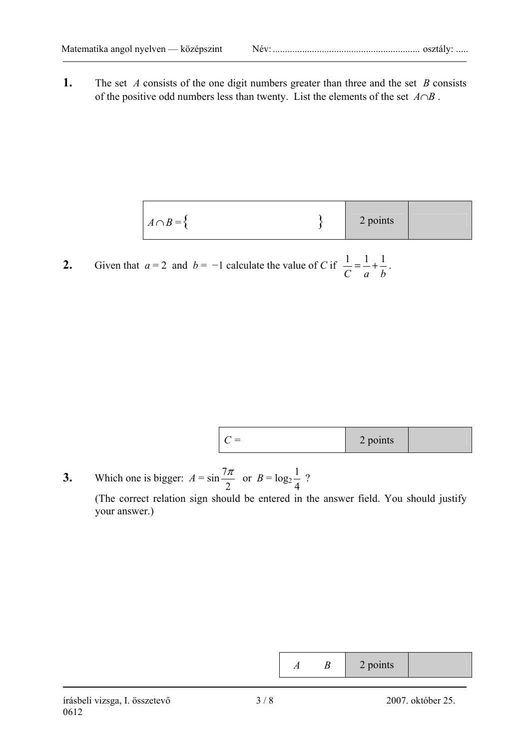**1.** The set $A$ consists of the one digit numbers greater than three and the set $B$ consists of the positive odd numbers less than twenty. List the elements of the set $A \cap B$.

| $A \cap B = \{ \quad \}$ | 2 points | |
|---|---|---|

**2.** Given that $a = 2$ and $b = -1$ calculate the value of $C$ if $\frac{1}{C} = \frac{1}{a} + \frac{1}{b}$.

| $C =$ | 2 points | |
|---|---|---|

**3.** Which one is bigger: $A = \sin \frac{7\pi}{2}$ or $B = \log_2 \frac{1}{4}$ ?

(The correct relation sign should be entered in the answer field. You should justify your answer.)

| $A \quad B$ | 2 points | |
|---|---|---|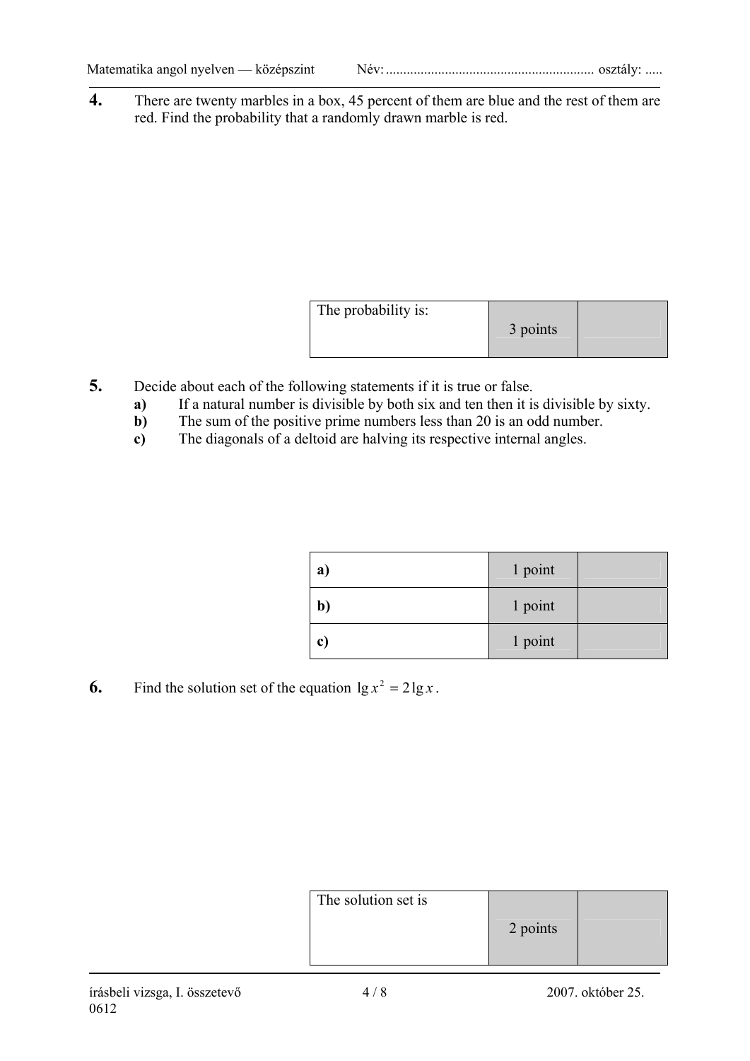**4.** There are twenty marbles in a box, 45 percent of them are blue and the rest of them are red. Find the probability that a randomly drawn marble is red.

| The probability is: | 3 points | |
|---|---|---|

**5.** Decide about each of the following statements if it is true or false.

**a)** If a natural number is divisible by both six and ten then it is divisible by sixty.

**b)** The sum of the positive prime numbers less than 20 is an odd number.

**c)** The diagonals of a deltoid are halving its respective internal angles.

| | | |
|---|---|---|
| **a)** | 1 point | |
| **b)** | 1 point | |
| **c)** | 1 point | |

**6.** Find the solution set of the equation $\lg x^2 = 2\lg x$.

| The solution set is | 2 points | |
|---|---|---|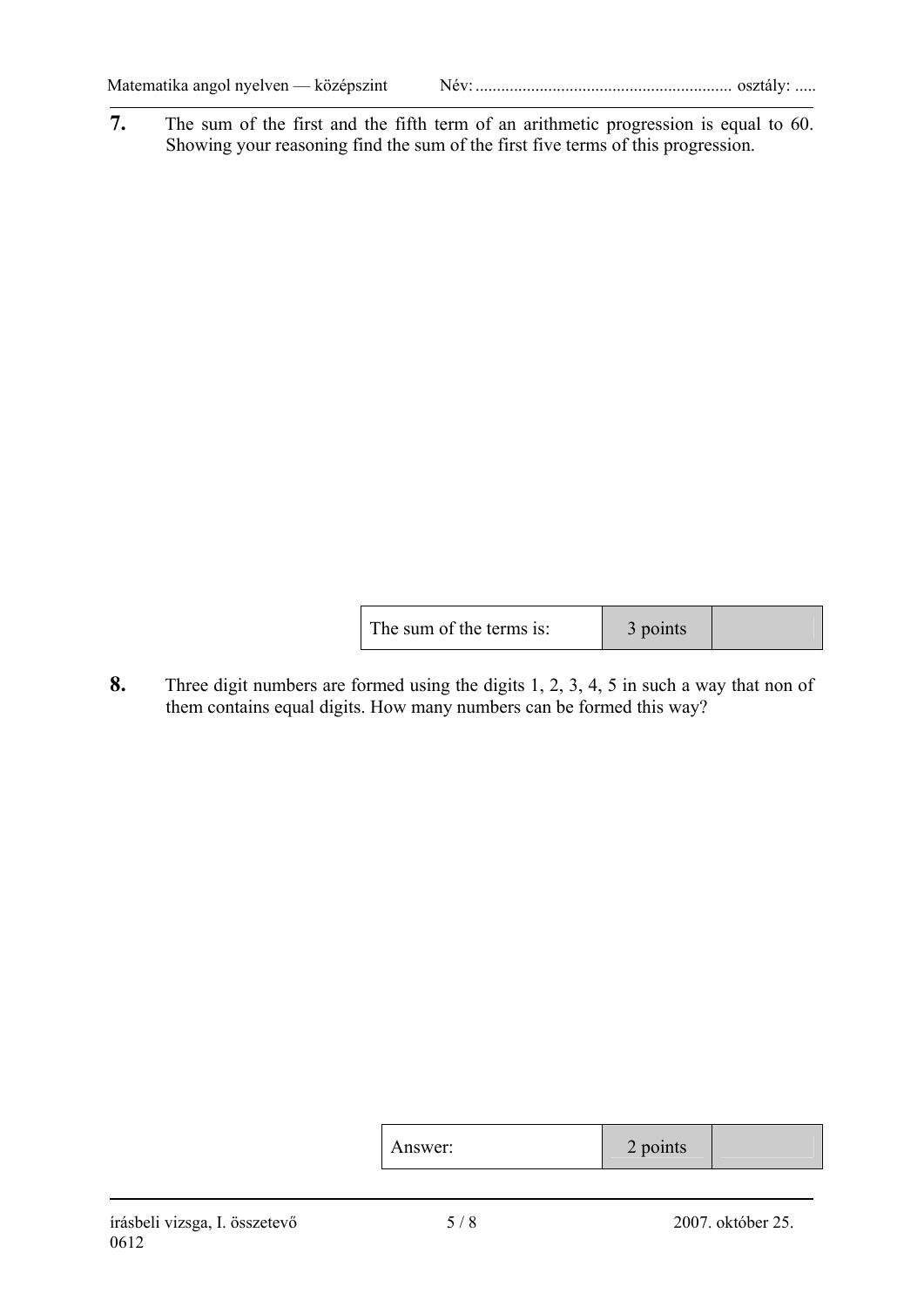**7.** The sum of the first and the fifth term of an arithmetic progression is equal to 60. Showing your reasoning find the sum of the first five terms of this progression.

| The sum of the terms is: | 3 points | |
|---|---|---|

**8.** Three digit numbers are formed using the digits 1, 2, 3, 4, 5 in such a way that non of them contains equal digits. How many numbers can be formed this way?

| Answer: | 2 points | |
|---|---|---|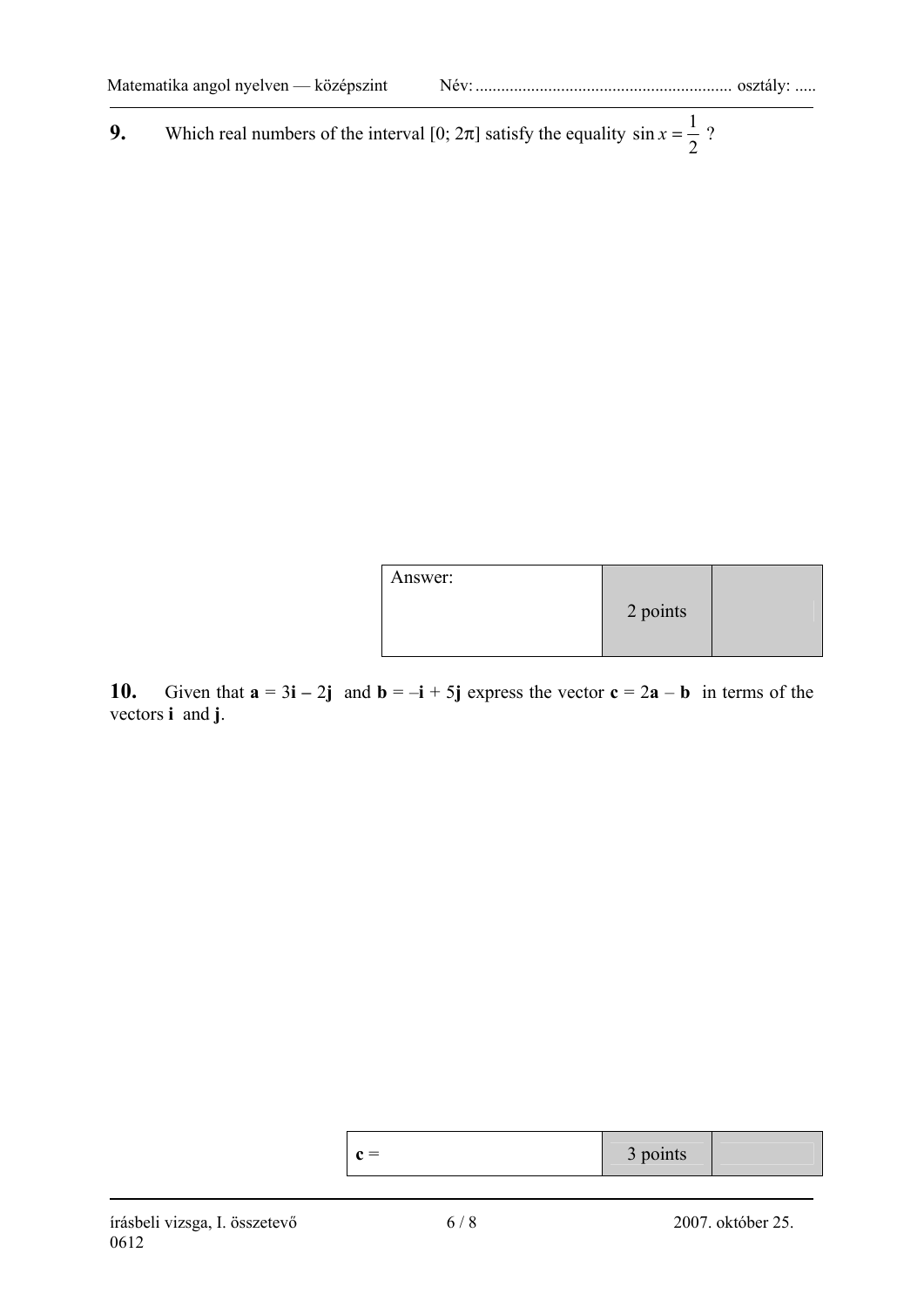**9.** Which real numbers of the interval $[0; 2\pi]$ satisfy the equality $\sin x = \frac{1}{2}$ ?

| Answer: | 2 points | |
|---|---|---|

**10.** Given that $\mathbf{a} = 3\mathbf{i} - 2\mathbf{j}$ and $\mathbf{b} = -\mathbf{i} + 5\mathbf{j}$ express the vector $\mathbf{c} = 2\mathbf{a} - \mathbf{b}$ in terms of the vectors $\mathbf{i}$ and $\mathbf{j}$.

| $\mathbf{c}$ = | 3 points | |
|---|---|---|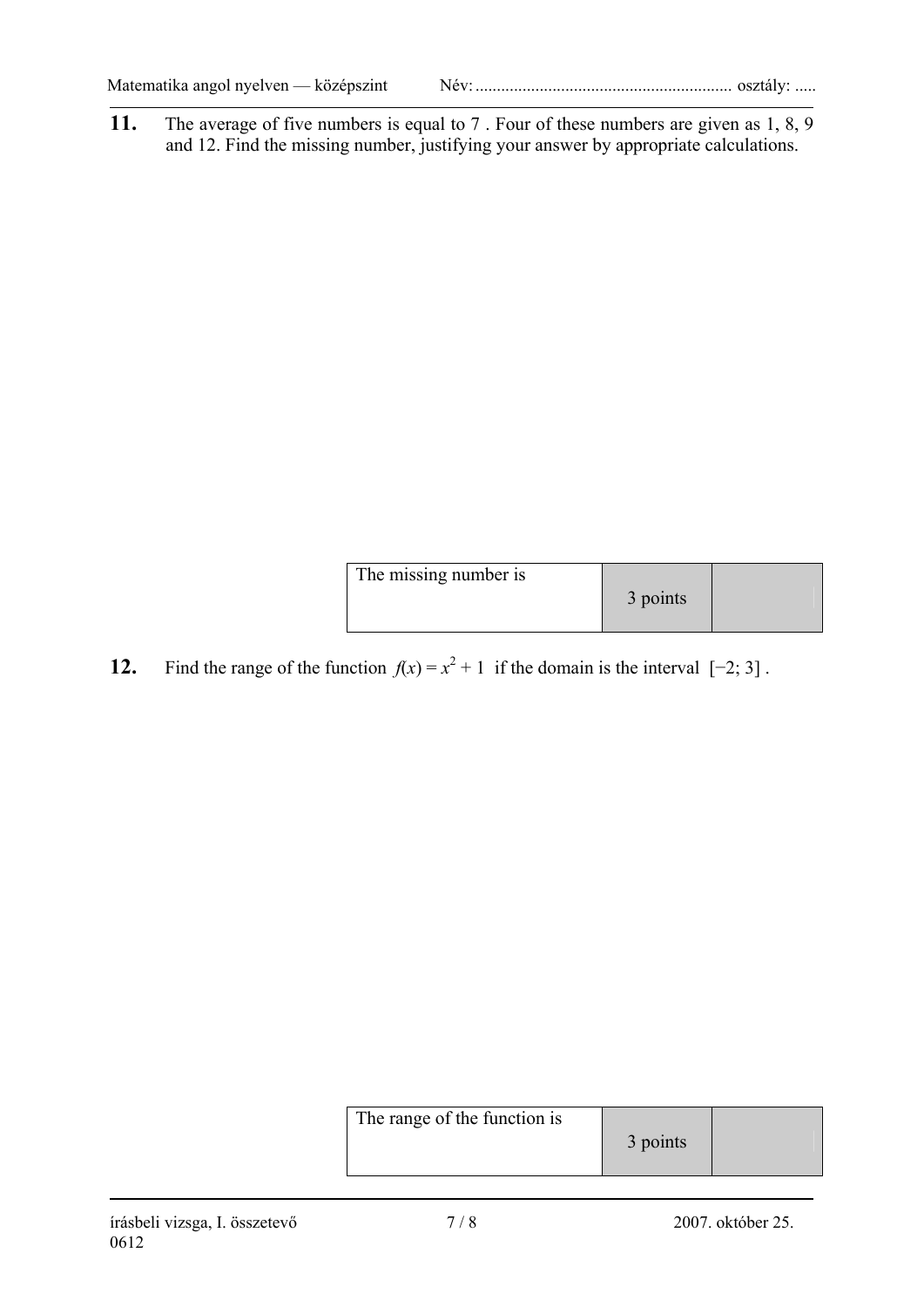**11.** The average of five numbers is equal to 7 . Four of these numbers are given as 1, 8, 9 and 12. Find the missing number, justifying your answer by appropriate calculations.

| The missing number is | 3 points | |
|---|---|---|

**12.** Find the range of the function $f(x) = x^2 + 1$ if the domain is the interval $[-2; 3]$ .

| The range of the function is | 3 points | |
|---|---|---|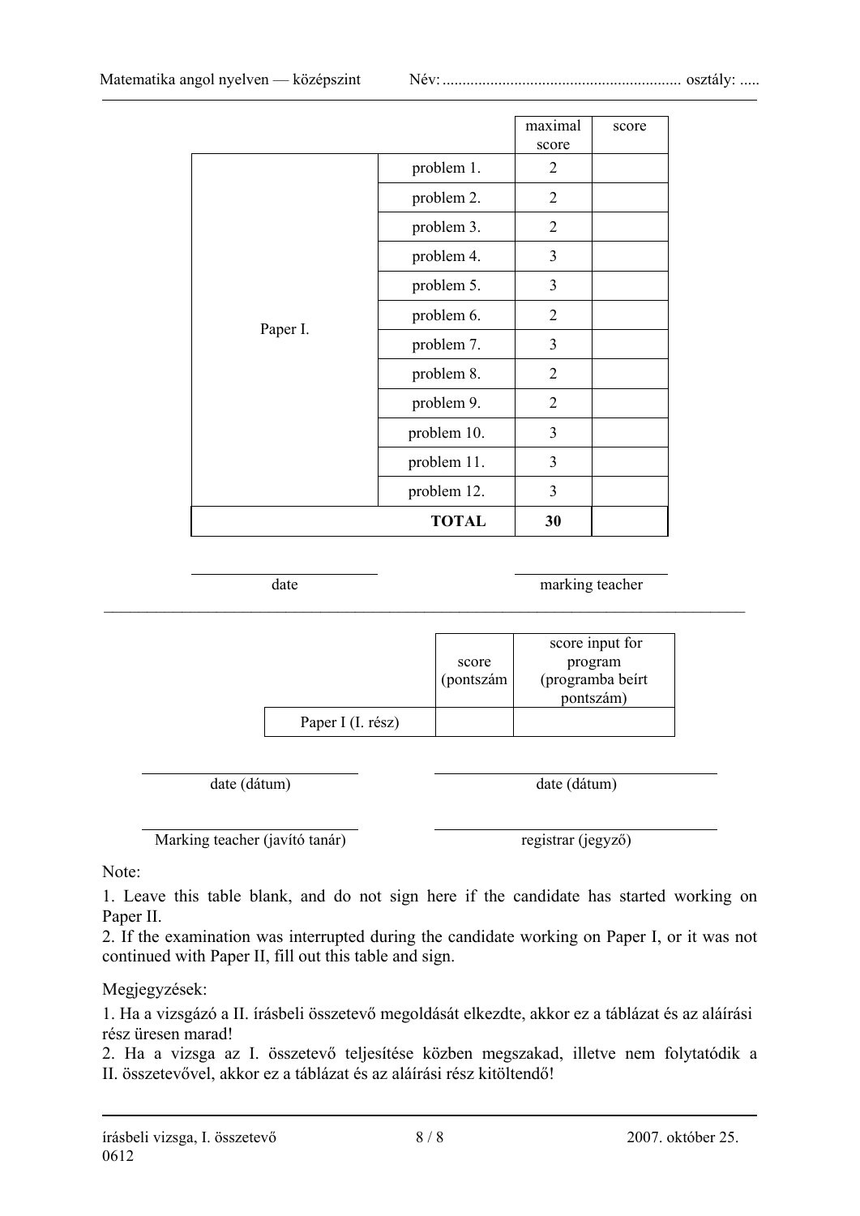| | | maximal score | score |
|---|---|---|---|
| Paper I. | problem 1. | 2 | |
| | problem 2. | 2 | |
| | problem 3. | 2 | |
| | problem 4. | 3 | |
| | problem 5. | 3 | |
| | problem 6. | 2 | |
| | problem 7. | 3 | |
| | problem 8. | 2 | |
| | problem 9. | 2 | |
| | problem 10. | 3 | |
| | problem 11. | 3 | |
| | problem 12. | 3 | |
| | **TOTAL** | **30** | |

date | marking teacher

| | score (pontszám | score input for program (programba beírt pontszám) |
|---|---|---|
| Paper I (I. rész) | | |

date (dátum) | date (dátum)

Marking teacher (javító tanár) | registrar (jegyző)

Note:

1. Leave this table blank, and do not sign here if the candidate has started working on Paper II.
2. If the examination was interrupted during the candidate working on Paper I, or it was not continued with Paper II, fill out this table and sign.

Megjegyzések:

1. Ha a vizsgázó a II. írásbeli összetevő megoldását elkezdte, akkor ez a táblázat és az aláírási rész üresen marad!
2. Ha a vizsga az I. összetevő teljesítése közben megszakad, illetve nem folytatódik a II. összetevővel, akkor ez a táblázat és az aláírási rész kitöltendő!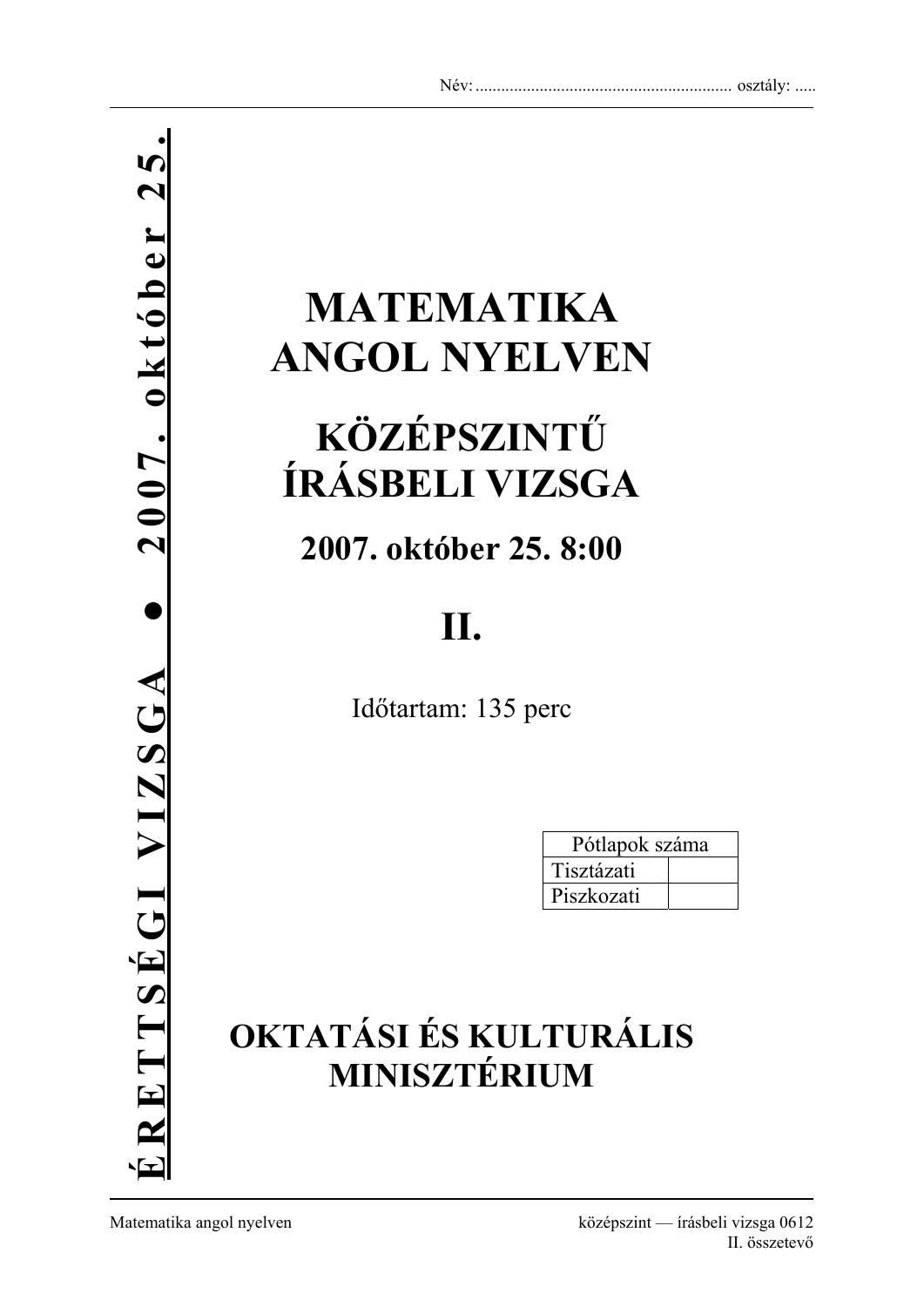Név: ........................................................... osztály: .....

ÉRETTSÉGI VIZSGA ● 2007. október 25.

# MATEMATIKA ANGOL NYELVEN

# KÖZÉPSZINTŰ ÍRÁSBELI VIZSGA

## 2007. október 25. 8:00

# II.

Időtartam: 135 perc

| Pótlapok száma | |
|---|---|
| Tisztázati | |
| Piszkozati | |

# OKTATÁSI ÉS KULTURÁLIS MINISZTÉRIUM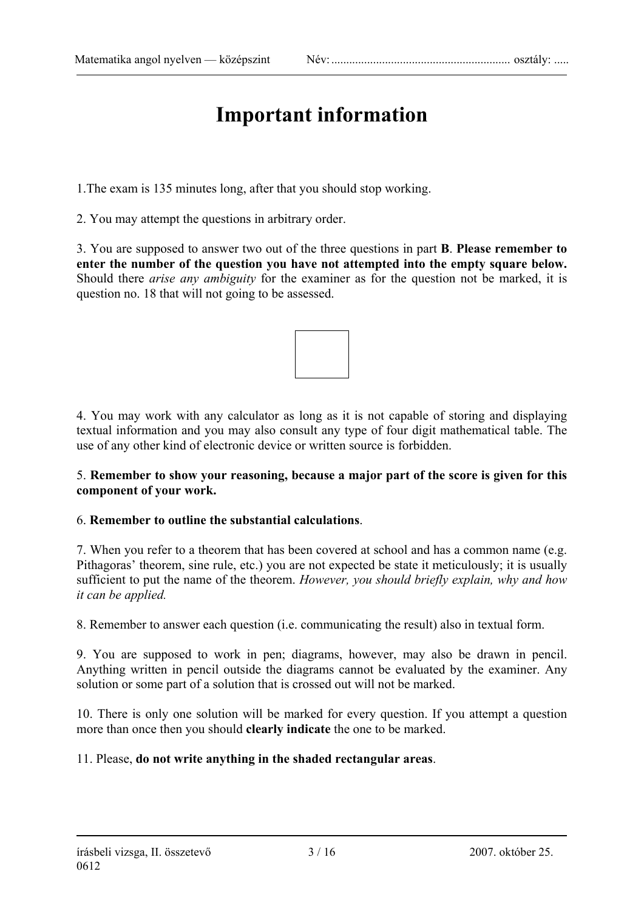# Important information

1.The exam is 135 minutes long, after that you should stop working.

2. You may attempt the questions in arbitrary order.

3. You are supposed to answer two out of the three questions in part **B**. **Please remember to enter the number of the question you have not attempted into the empty square below.** Should there *arise any ambiguity* for the examiner as for the question not be marked, it is question no. 18 that will not going to be assessed.

|   |
|---|
|   |

4. You may work with any calculator as long as it is not capable of storing and displaying textual information and you may also consult any type of four digit mathematical table. The use of any other kind of electronic device or written source is forbidden.

5. **Remember to show your reasoning, because a major part of the score is given for this component of your work.**

6. **Remember to outline the substantial calculations**.

7. When you refer to a theorem that has been covered at school and has a common name (e.g. Pithagoras' theorem, sine rule, etc.) you are not expected be state it meticulously; it is usually sufficient to put the name of the theorem. *However, you should briefly explain, why and how it can be applied.*

8. Remember to answer each question (i.e. communicating the result) also in textual form.

9. You are supposed to work in pen; diagrams, however, may also be drawn in pencil. Anything written in pencil outside the diagrams cannot be evaluated by the examiner. Any solution or some part of a solution that is crossed out will not be marked.

10. There is only one solution will be marked for every question. If you attempt a question more than once then you should **clearly indicate** the one to be marked.

11. Please, **do not write anything in the shaded rectangular areas**.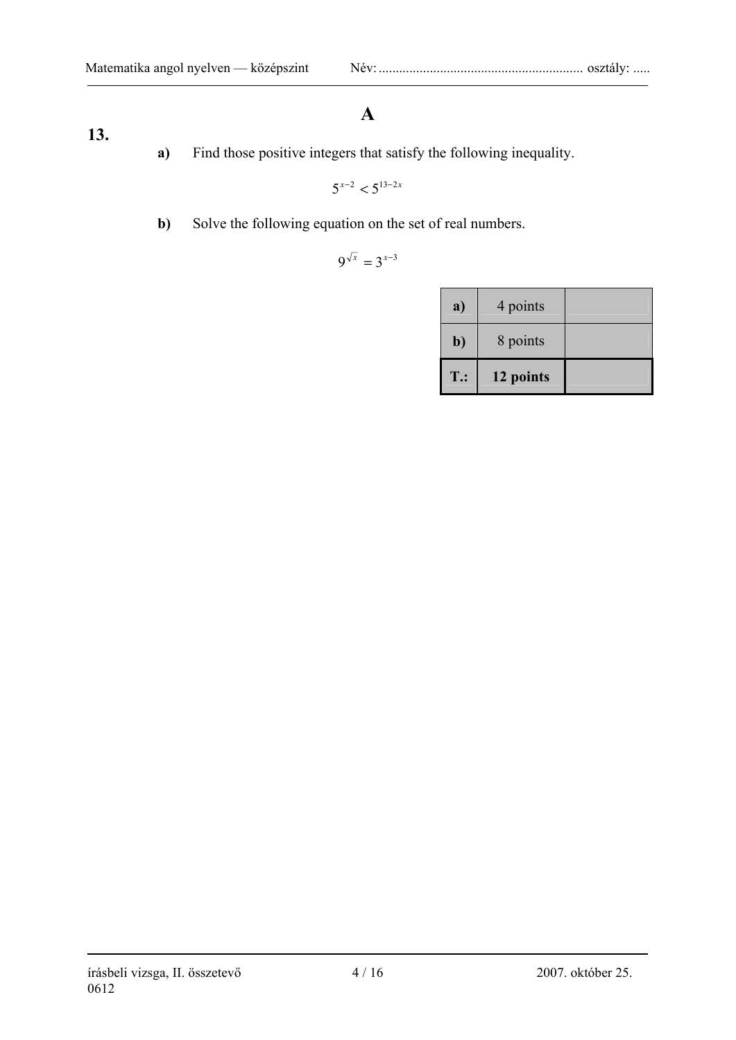# A

**13.**

**a)** Find those positive integers that satisfy the following inequality.

$$5^{x-2} < 5^{13-2x}$$

**b)** Solve the following equation on the set of real numbers.

$$9^{\sqrt{x}} = 3^{x-3}$$

| | | |
|---|---|---|
| **a)** | 4 points | |
| **b)** | 8 points | |
| **T.:** | **12 points** | |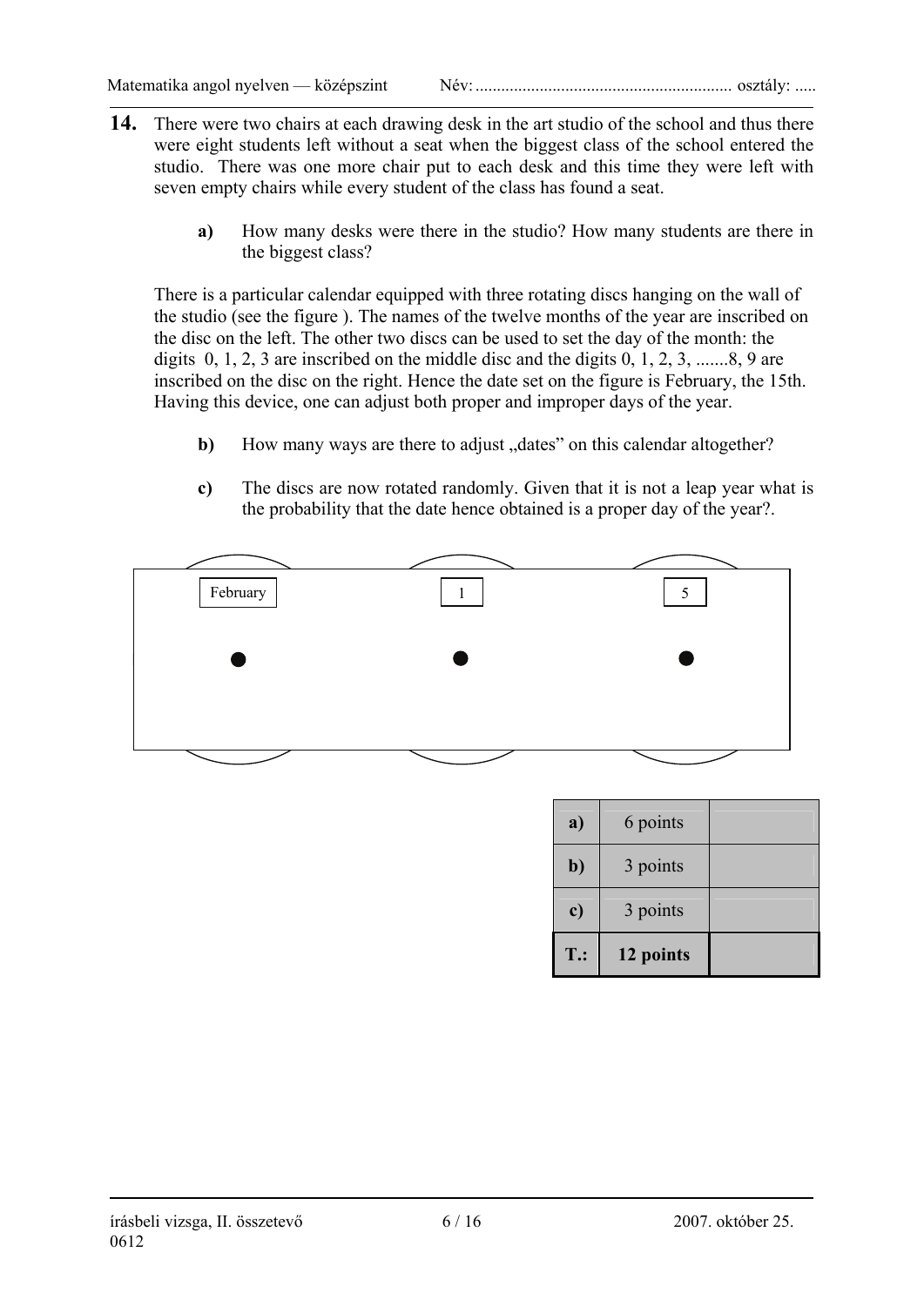**14.** There were two chairs at each drawing desk in the art studio of the school and thus there were eight students left without a seat when the biggest class of the school entered the studio. There was one more chair put to each desk and this time they were left with seven empty chairs while every student of the class has found a seat.

> **a)** How many desks were there in the studio? How many students are there in the biggest class?

There is a particular calendar equipped with three rotating discs hanging on the wall of the studio (see the figure ). The names of the twelve months of the year are inscribed on the disc on the left. The other two discs can be used to set the day of the month: the digits 0, 1, 2, 3 are inscribed on the middle disc and the digits 0, 1, 2, 3, .......8, 9 are inscribed on the disc on the right. Hence the date set on the figure is February, the 15th. Having this device, one can adjust both proper and improper days of the year.

> **b)** How many ways are there to adjust „dates" on this calendar altogether?

> **c)** The discs are now rotated randomly. Given that it is not a leap year what is the probability that the date hence obtained is a proper day of the year?.

February | 1 | 5

| | | |
|---|---|---|
| **a)** | 6 points | |
| **b)** | 3 points | |
| **c)** | 3 points | |
| **T.:** | **12 points** | |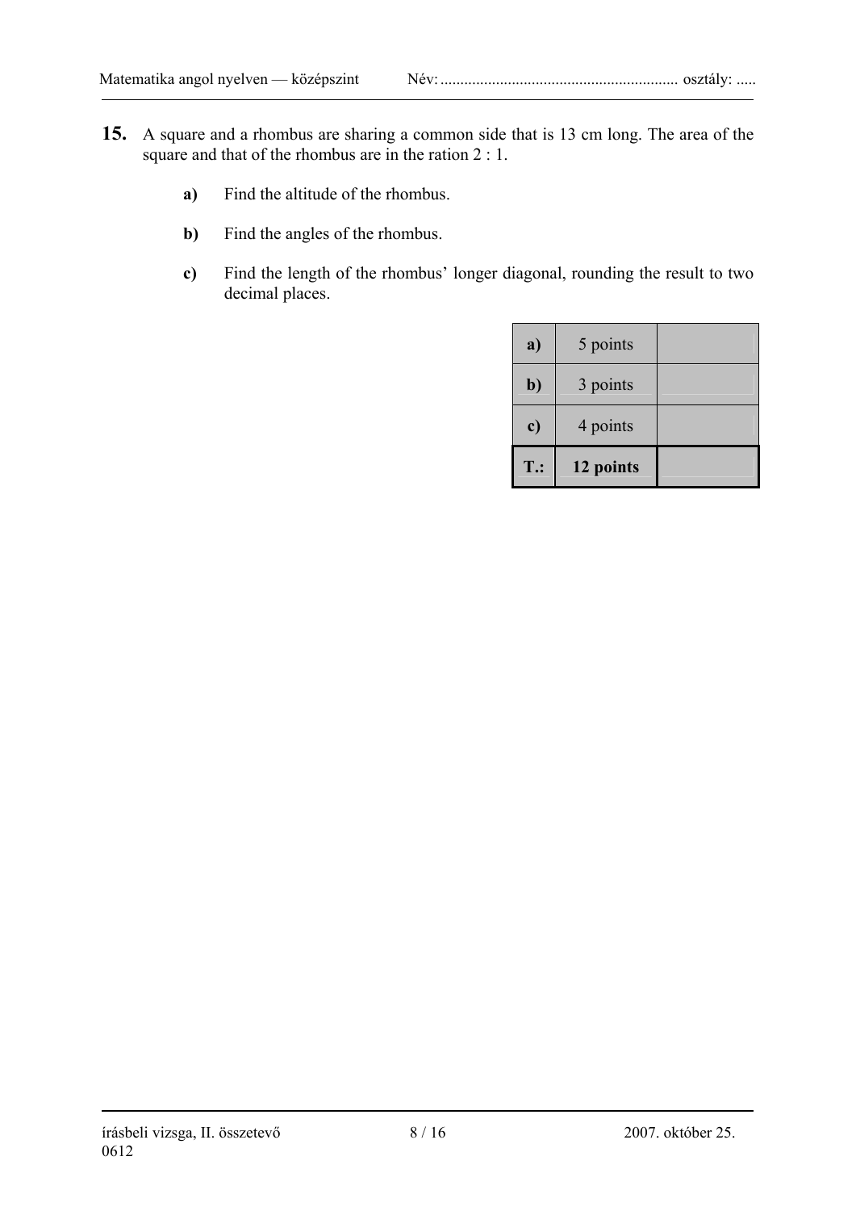**15.** A square and a rhombus are sharing a common side that is 13 cm long. The area of the square and that of the rhombus are in the ration 2 : 1.

**a)** Find the altitude of the rhombus.

**b)** Find the angles of the rhombus.

**c)** Find the length of the rhombus' longer diagonal, rounding the result to two decimal places.

| | | |
|---|---|---|
| **a)** | 5 points | |
| **b)** | 3 points | |
| **c)** | 4 points | |
| **T.:** | **12 points** | |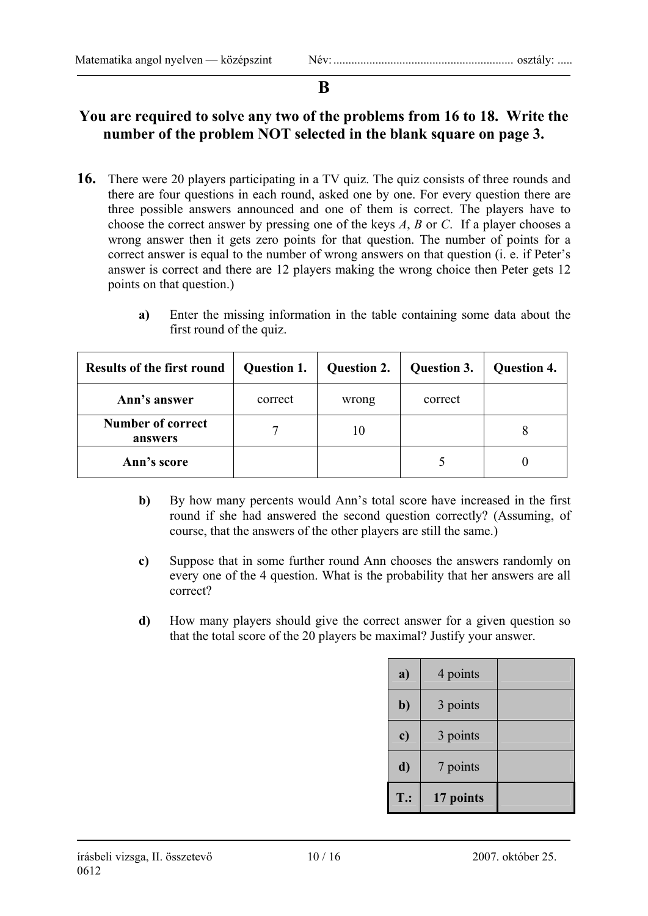# B

## You are required to solve any two of the problems from 16 to 18. Write the number of the problem NOT selected in the blank square on page 3.

**16.** There were 20 players participating in a TV quiz. The quiz consists of three rounds and there are four questions in each round, asked one by one. For every question there are three possible answers announced and one of them is correct. The players have to choose the correct answer by pressing one of the keys *A*, *B* or *C*. If a player chooses a wrong answer then it gets zero points for that question. The number of points for a correct answer is equal to the number of wrong answers on that question (i. e. if Peter's answer is correct and there are 12 players making the wrong choice then Peter gets 12 points on that question.)

**a)** Enter the missing information in the table containing some data about the first round of the quiz.

| Results of the first round | Question 1. | Question 2. | Question 3. | Question 4. |
|---|---|---|---|---|
| **Ann's answer** | correct | wrong | correct | |
| **Number of correct answers** | 7 | 10 | | 8 |
| **Ann's score** | | | 5 | 0 |

**b)** By how many percents would Ann's total score have increased in the first round if she had answered the second question correctly? (Assuming, of course, that the answers of the other players are still the same.)

**c)** Suppose that in some further round Ann chooses the answers randomly on every one of the 4 question. What is the probability that her answers are all correct?

**d)** How many players should give the correct answer for a given question so that the total score of the 20 players be maximal? Justify your answer.

| | | |
|---|---|---|
| **a)** | 4 points | |
| **b)** | 3 points | |
| **c)** | 3 points | |
| **d)** | 7 points | |
| **T.:** | **17 points** | |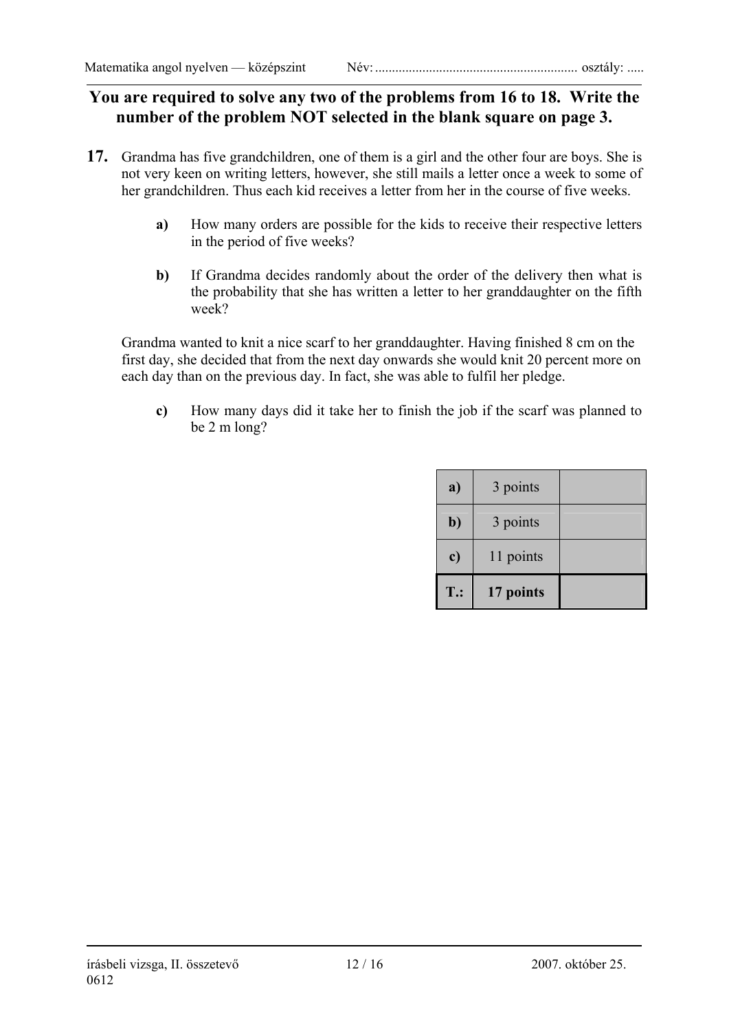**You are required to solve any two of the problems from 16 to 18. Write the number of the problem NOT selected in the blank square on page 3.**

**17.** Grandma has five grandchildren, one of them is a girl and the other four are boys. She is not very keen on writing letters, however, she still mails a letter once a week to some of her grandchildren. Thus each kid receives a letter from her in the course of five weeks.

**a)** How many orders are possible for the kids to receive their respective letters in the period of five weeks?

**b)** If Grandma decides randomly about the order of the delivery then what is the probability that she has written a letter to her granddaughter on the fifth week?

Grandma wanted to knit a nice scarf to her granddaughter. Having finished 8 cm on the first day, she decided that from the next day onwards she would knit 20 percent more on each day than on the previous day. In fact, she was able to fulfil her pledge.

**c)** How many days did it take her to finish the job if the scarf was planned to be 2 m long?

| | | |
|---|---|---|
| **a)** | 3 points | |
| **b)** | 3 points | |
| **c)** | 11 points | |
| **T.:** | **17 points** | |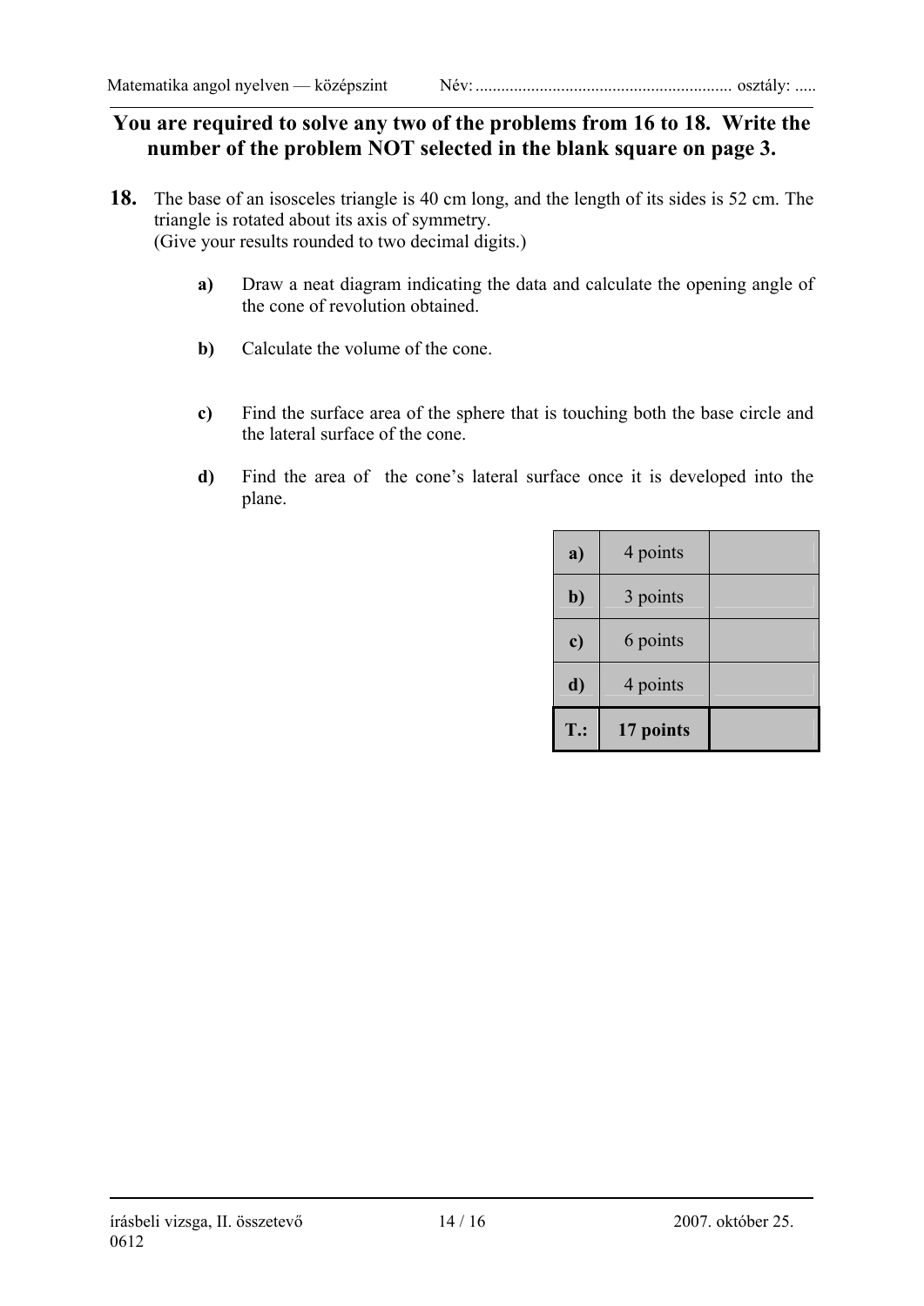**You are required to solve any two of the problems from 16 to 18. Write the number of the problem NOT selected in the blank square on page 3.**

**18.** The base of an isosceles triangle is 40 cm long, and the length of its sides is 52 cm. The triangle is rotated about its axis of symmetry.
(Give your results rounded to two decimal digits.)

- **a)** Draw a neat diagram indicating the data and calculate the opening angle of the cone of revolution obtained.
- **b)** Calculate the volume of the cone.
- **c)** Find the surface area of the sphere that is touching both the base circle and the lateral surface of the cone.
- **d)** Find the area of the cone's lateral surface once it is developed into the plane.

| | | |
|---|---|---|
| **a)** | 4 points | |
| **b)** | 3 points | |
| **c)** | 6 points | |
| **d)** | 4 points | |
| **T.:** | **17 points** | |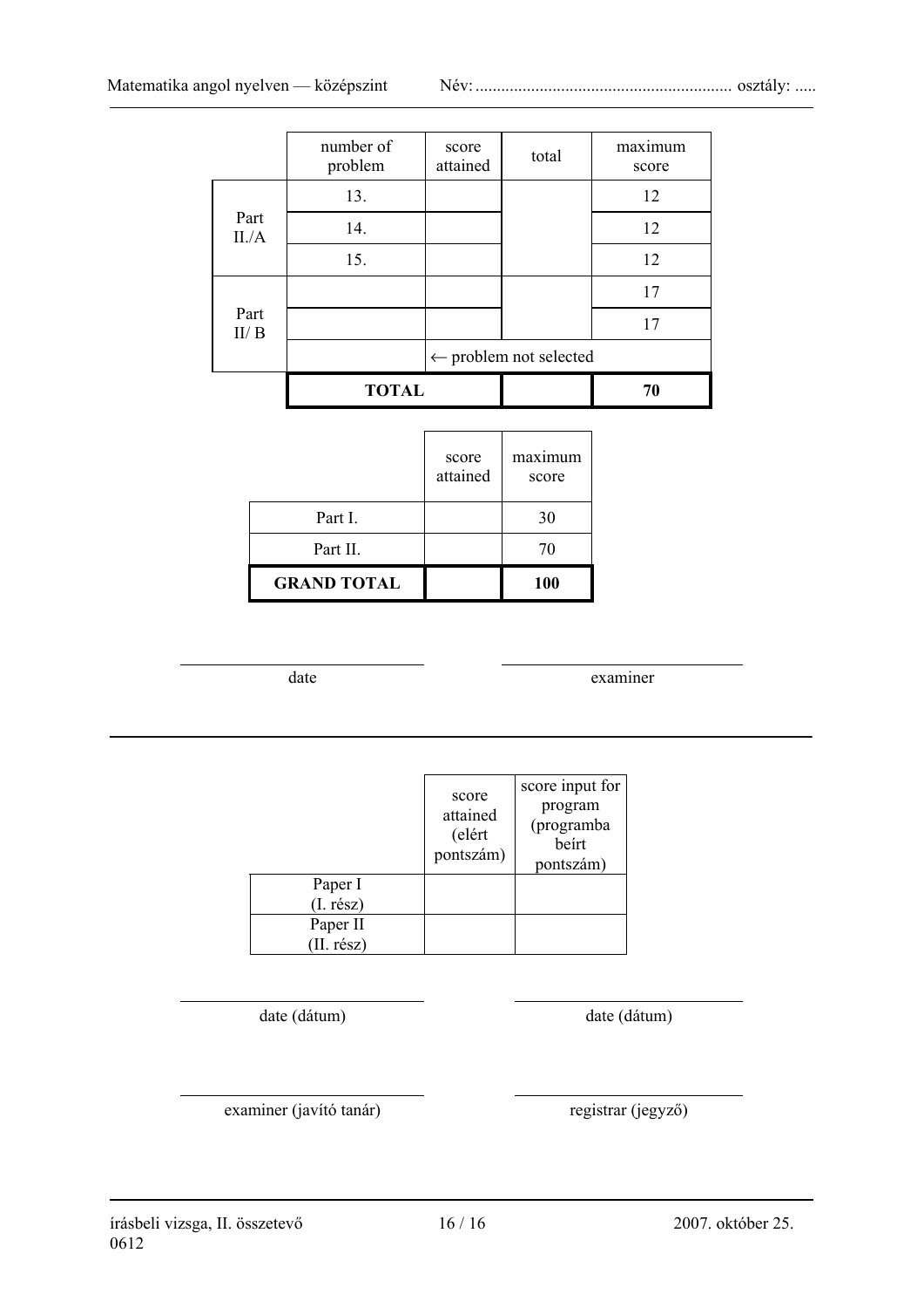| | number of problem | score attained | total | maximum score |
|---|---|---|---|---|
| Part II./A | 13. | | | 12 |
| | 14. | | | 12 |
| | 15. | | | 12 |
| Part II/ B | | | | 17 |
| | | | | 17 |
| | | ← problem not selected | | |
| | **TOTAL** | | | **70** |

| | score attained | maximum score |
|---|---|---|
| Part I. | | 30 |
| Part II. | | 70 |
| **GRAND TOTAL** | | **100** |

date

examiner

| | score attained (elért pontszám) | score input for program (programba beírt pontszám) |
|---|---|---|
| Paper I (I. rész) | | |
| Paper II (II. rész) | | |

date (dátum)

date (dátum)

examiner (javító tanár)

registrar (jegyző)